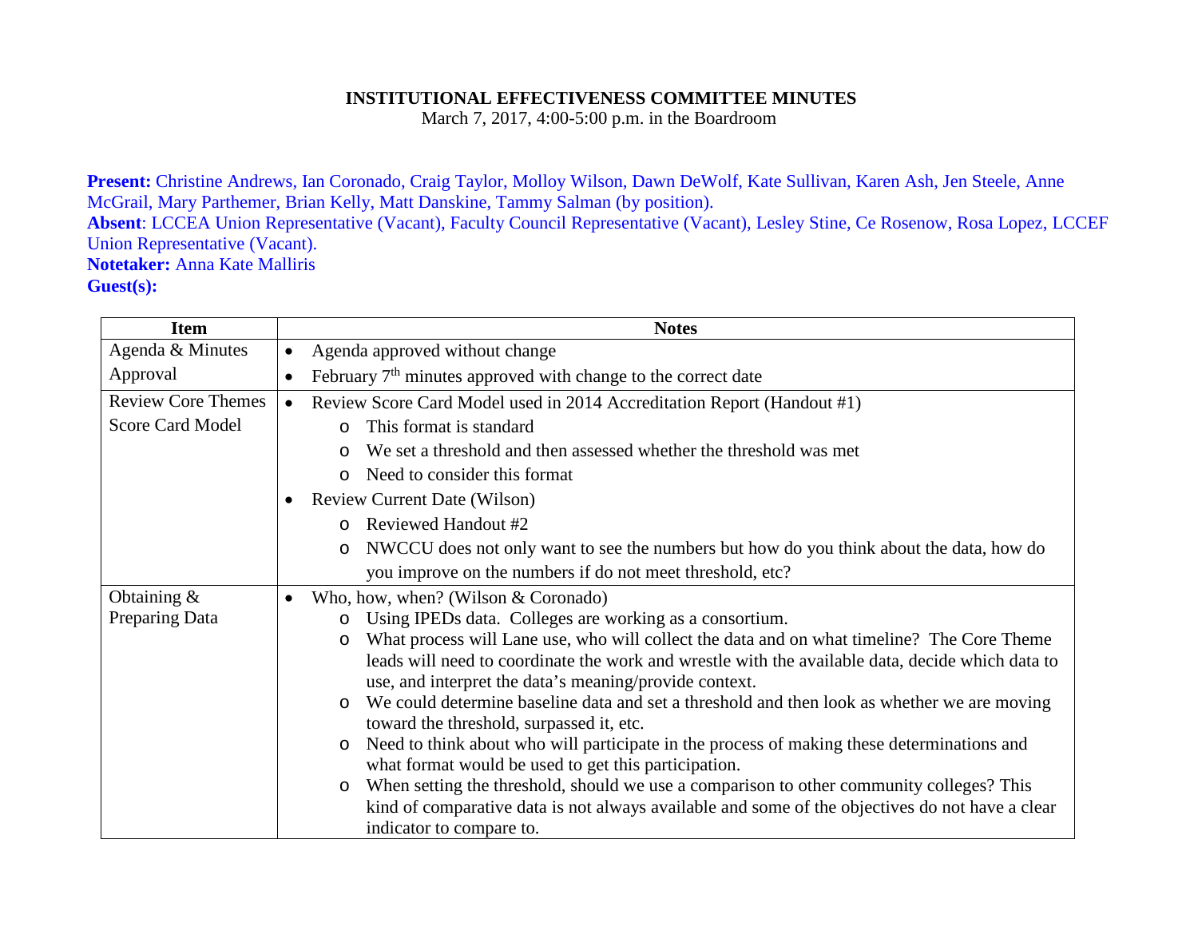# INSTITUTIONAL EFFECTIVENESS COMMITTEE MINUTES

March 7, 2017, 4:00-5:00 p.m. in the Boardroom

**Present:** Christine Andrews, Ian Coronado, Craig Taylor, Molloy Wilson, Dawn DeWolf, Kate Sullivan, Karen Ash, Jen Steele, Anne McGrail, Mary Parthemer, Brian Kelly, Matt Danskine, Tammy Salman (by position).
**Absent**: LCCEA Union Representative (Vacant), Faculty Council Representative (Vacant), Lesley Stine, Ce Rosenow, Rosa Lopez, LCCEF Union Representative (Vacant).
**Notetaker:** Anna Kate Malliris
**Guest(s):**

| Item | Notes |
|---|---|
| Agenda & Minutes Approval | • Agenda approved without change<br>• February 7th minutes approved with change to the correct date |
| Review Core Themes Score Card Model | • Review Score Card Model used in 2014 Accreditation Report (Handout #1)<br>  o This format is standard<br>  o We set a threshold and then assessed whether the threshold was met<br>  o Need to consider this format<br>• Review Current Date (Wilson)<br>  o Reviewed Handout #2<br>  o NWCCU does not only want to see the numbers but how do you think about the data, how do you improve on the numbers if do not meet threshold, etc? |
| Obtaining & Preparing Data | • Who, how, when? (Wilson & Coronado)<br>  o Using IPEDs data. Colleges are working as a consortium.<br>  o What process will Lane use, who will collect the data and on what timeline? The Core Theme leads will need to coordinate the work and wrestle with the available data, decide which data to use, and interpret the data's meaning/provide context.<br>  o We could determine baseline data and set a threshold and then look as whether we are moving toward the threshold, surpassed it, etc.<br>  o Need to think about who will participate in the process of making these determinations and what format would be used to get this participation.<br>  o When setting the threshold, should we use a comparison to other community colleges? This kind of comparative data is not always available and some of the objectives do not have a clear indicator to compare to. |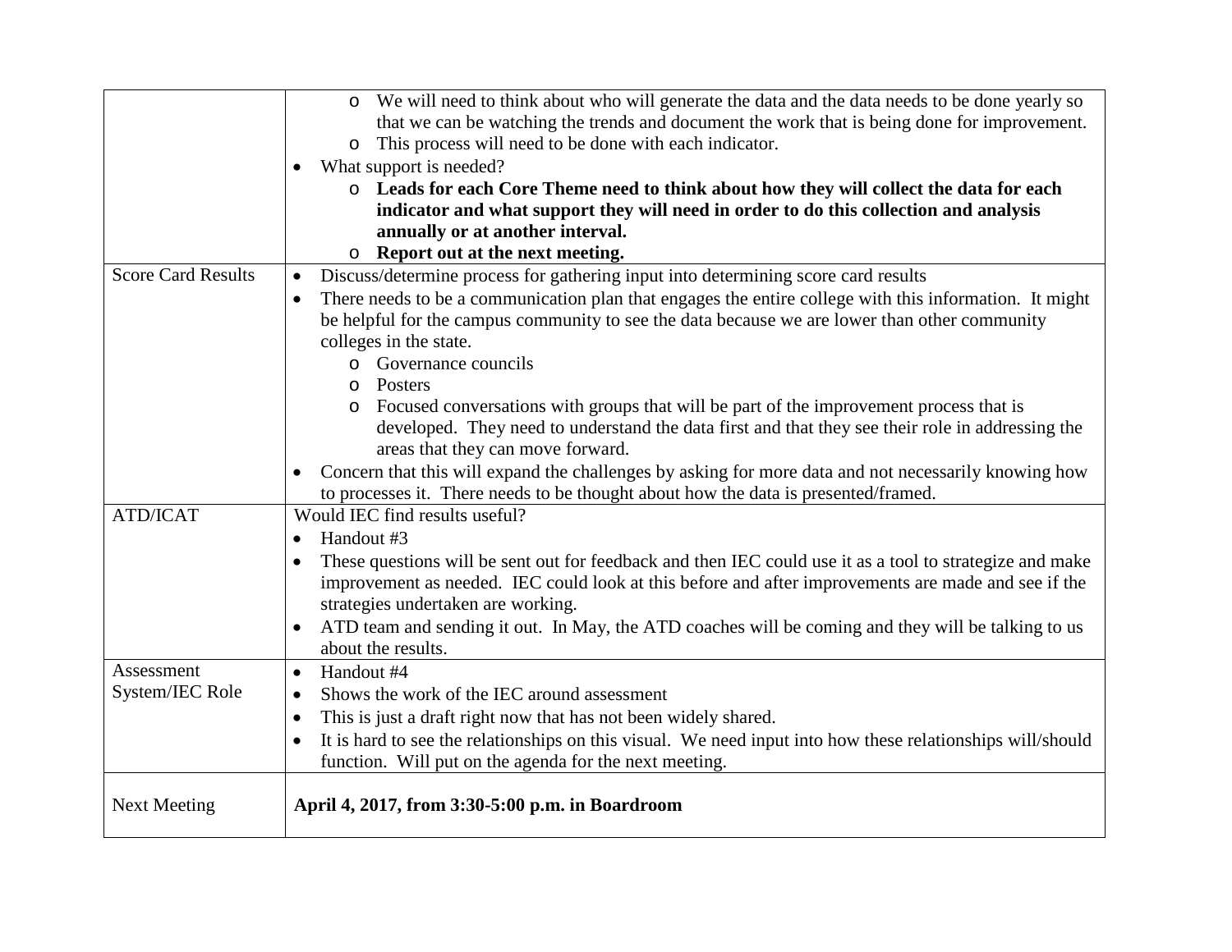| | |
|---|---|
| | o We will need to think about who will generate the data and the data needs to be done yearly so that we can be watching the trends and document the work that is being done for improvement.<br>o This process will need to be done with each indicator.<br>• What support is needed?<br>o **Leads for each Core Theme need to think about how they will collect the data for each indicator and what support they will need in order to do this collection and analysis annually or at another interval.**<br>o **Report out at the next meeting.** |
| Score Card Results | • Discuss/determine process for gathering input into determining score card results<br>• There needs to be a communication plan that engages the entire college with this information. It might be helpful for the campus community to see the data because we are lower than other community colleges in the state.<br>o Governance councils<br>o Posters<br>o Focused conversations with groups that will be part of the improvement process that is developed. They need to understand the data first and that they see their role in addressing the areas that they can move forward.<br>• Concern that this will expand the challenges by asking for more data and not necessarily knowing how to processes it. There needs to be thought about how the data is presented/framed. |
| ATD/ICAT | Would IEC find results useful?<br>• Handout #3<br>• These questions will be sent out for feedback and then IEC could use it as a tool to strategize and make improvement as needed. IEC could look at this before and after improvements are made and see if the strategies undertaken are working.<br>• ATD team and sending it out. In May, the ATD coaches will be coming and they will be talking to us about the results. |
| Assessment System/IEC Role | • Handout #4<br>• Shows the work of the IEC around assessment<br>• This is just a draft right now that has not been widely shared.<br>• It is hard to see the relationships on this visual. We need input into how these relationships will/should function. Will put on the agenda for the next meeting. |
| Next Meeting | **April 4, 2017, from 3:30-5:00 p.m. in Boardroom** |